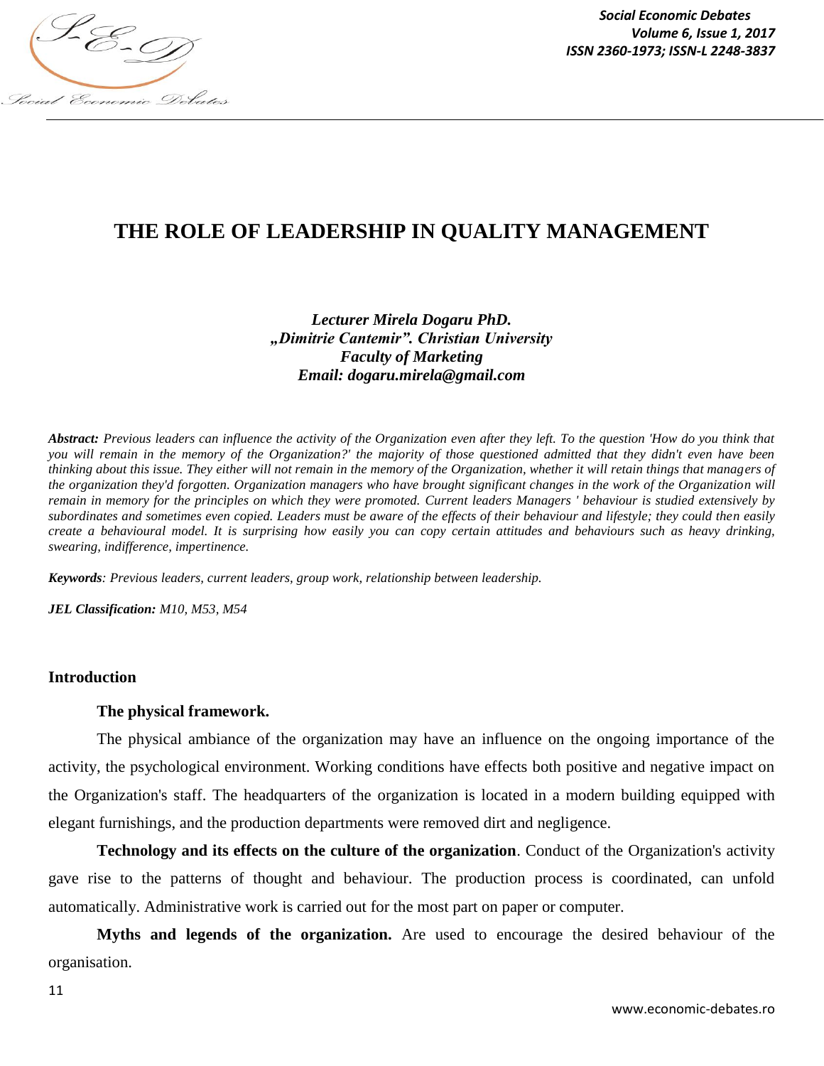# THE ROLE OF LEADERSHIP IN QUALITY MANAGEMENT

***Lecturer Mirela Dogaru PhD.***
***„Dimitrie Cantemir". Christian University***
***Faculty of Marketing***
***Email: dogaru.mirela@gmail.com***

***Abstract:*** *Previous leaders can influence the activity of the Organization even after they left. To the question 'How do you think that you will remain in the memory of the Organization?' the majority of those questioned admitted that they didn't even have been thinking about this issue. They either will not remain in the memory of the Organization, whether it will retain things that managers of the organization they'd forgotten. Organization managers who have brought significant changes in the work of the Organization will remain in memory for the principles on which they were promoted. Current leaders Managers ' behaviour is studied extensively by subordinates and sometimes even copied. Leaders must be aware of the effects of their behaviour and lifestyle; they could then easily create a behavioural model. It is surprising how easily you can copy certain attitudes and behaviours such as heavy drinking, swearing, indifference, impertinence.*

***Keywords****: Previous leaders, current leaders, group work, relationship between leadership.*

***JEL Classification:*** *M10, M53, M54*

## Introduction

**The physical framework.**

The physical ambiance of the organization may have an influence on the ongoing importance of the activity, the psychological environment. Working conditions have effects both positive and negative impact on the Organization's staff. The headquarters of the organization is located in a modern building equipped with elegant furnishings, and the production departments were removed dirt and negligence.

**Technology and its effects on the culture of the organization**. Conduct of the Organization's activity gave rise to the patterns of thought and behaviour. The production process is coordinated, can unfold automatically. Administrative work is carried out for the most part on paper or computer.

**Myths and legends of the organization.** Are used to encourage the desired behaviour of the organisation.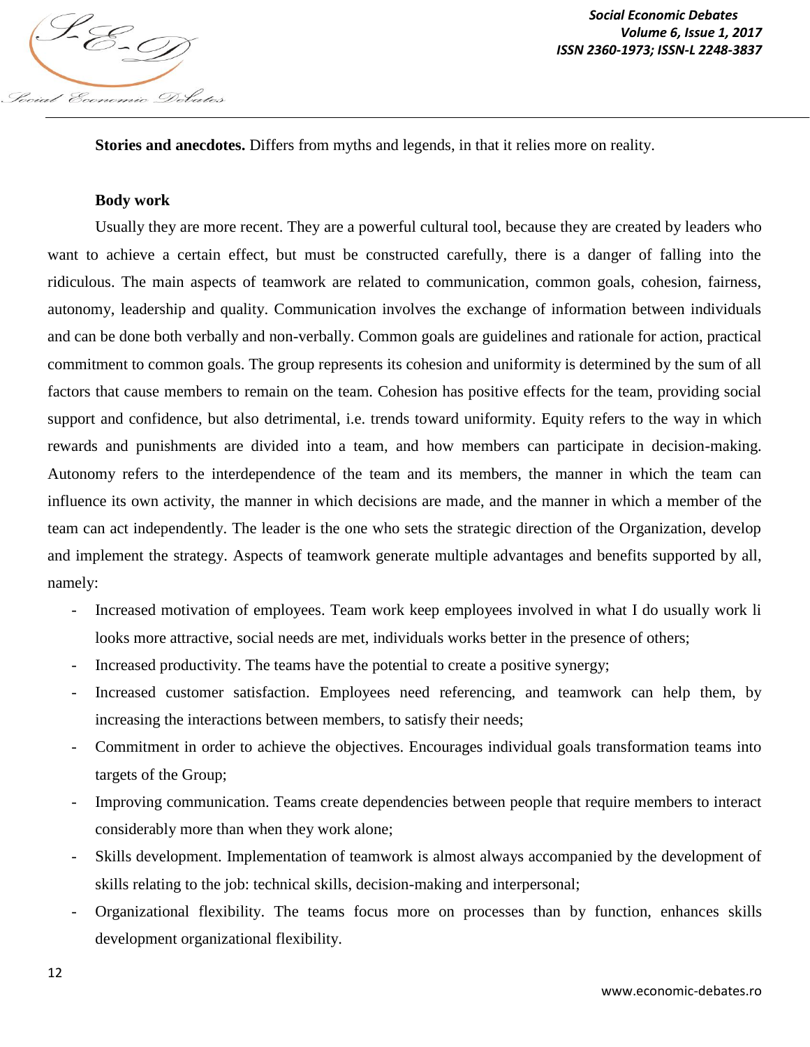**Stories and anecdotes.** Differs from myths and legends, in that it relies more on reality.

**Body work**

Usually they are more recent. They are a powerful cultural tool, because they are created by leaders who want to achieve a certain effect, but must be constructed carefully, there is a danger of falling into the ridiculous. The main aspects of teamwork are related to communication, common goals, cohesion, fairness, autonomy, leadership and quality. Communication involves the exchange of information between individuals and can be done both verbally and non-verbally. Common goals are guidelines and rationale for action, practical commitment to common goals. The group represents its cohesion and uniformity is determined by the sum of all factors that cause members to remain on the team. Cohesion has positive effects for the team, providing social support and confidence, but also detrimental, i.e. trends toward uniformity. Equity refers to the way in which rewards and punishments are divided into a team, and how members can participate in decision-making. Autonomy refers to the interdependence of the team and its members, the manner in which the team can influence its own activity, the manner in which decisions are made, and the manner in which a member of the team can act independently. The leader is the one who sets the strategic direction of the Organization, develop and implement the strategy. Aspects of teamwork generate multiple advantages and benefits supported by all, namely:

- Increased motivation of employees. Team work keep employees involved in what I do usually work li looks more attractive, social needs are met, individuals works better in the presence of others;
- Increased productivity. The teams have the potential to create a positive synergy;
- Increased customer satisfaction. Employees need referencing, and teamwork can help them, by increasing the interactions between members, to satisfy their needs;
- Commitment in order to achieve the objectives. Encourages individual goals transformation teams into targets of the Group;
- Improving communication. Teams create dependencies between people that require members to interact considerably more than when they work alone;
- Skills development. Implementation of teamwork is almost always accompanied by the development of skills relating to the job: technical skills, decision-making and interpersonal;
- Organizational flexibility. The teams focus more on processes than by function, enhances skills development organizational flexibility.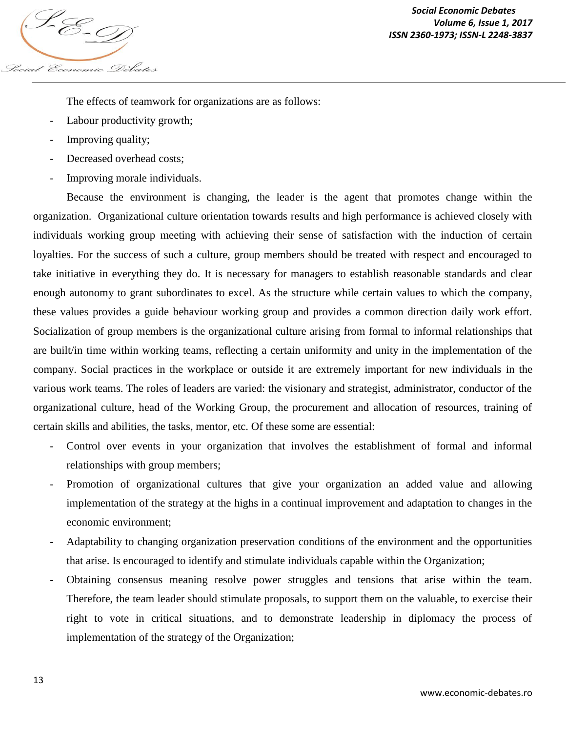The effects of teamwork for organizations are as follows:

- Labour productivity growth;
- Improving quality;
- Decreased overhead costs;
- Improving morale individuals.

Because the environment is changing, the leader is the agent that promotes change within the organization. Organizational culture orientation towards results and high performance is achieved closely with individuals working group meeting with achieving their sense of satisfaction with the induction of certain loyalties. For the success of such a culture, group members should be treated with respect and encouraged to take initiative in everything they do. It is necessary for managers to establish reasonable standards and clear enough autonomy to grant subordinates to excel. As the structure while certain values to which the company, these values provides a guide behaviour working group and provides a common direction daily work effort. Socialization of group members is the organizational culture arising from formal to informal relationships that are built/in time within working teams, reflecting a certain uniformity and unity in the implementation of the company. Social practices in the workplace or outside it are extremely important for new individuals in the various work teams. The roles of leaders are varied: the visionary and strategist, administrator, conductor of the organizational culture, head of the Working Group, the procurement and allocation of resources, training of certain skills and abilities, the tasks, mentor, etc. Of these some are essential:

- Control over events in your organization that involves the establishment of formal and informal relationships with group members;
- Promotion of organizational cultures that give your organization an added value and allowing implementation of the strategy at the highs in a continual improvement and adaptation to changes in the economic environment;
- Adaptability to changing organization preservation conditions of the environment and the opportunities that arise. Is encouraged to identify and stimulate individuals capable within the Organization;
- Obtaining consensus meaning resolve power struggles and tensions that arise within the team. Therefore, the team leader should stimulate proposals, to support them on the valuable, to exercise their right to vote in critical situations, and to demonstrate leadership in diplomacy the process of implementation of the strategy of the Organization;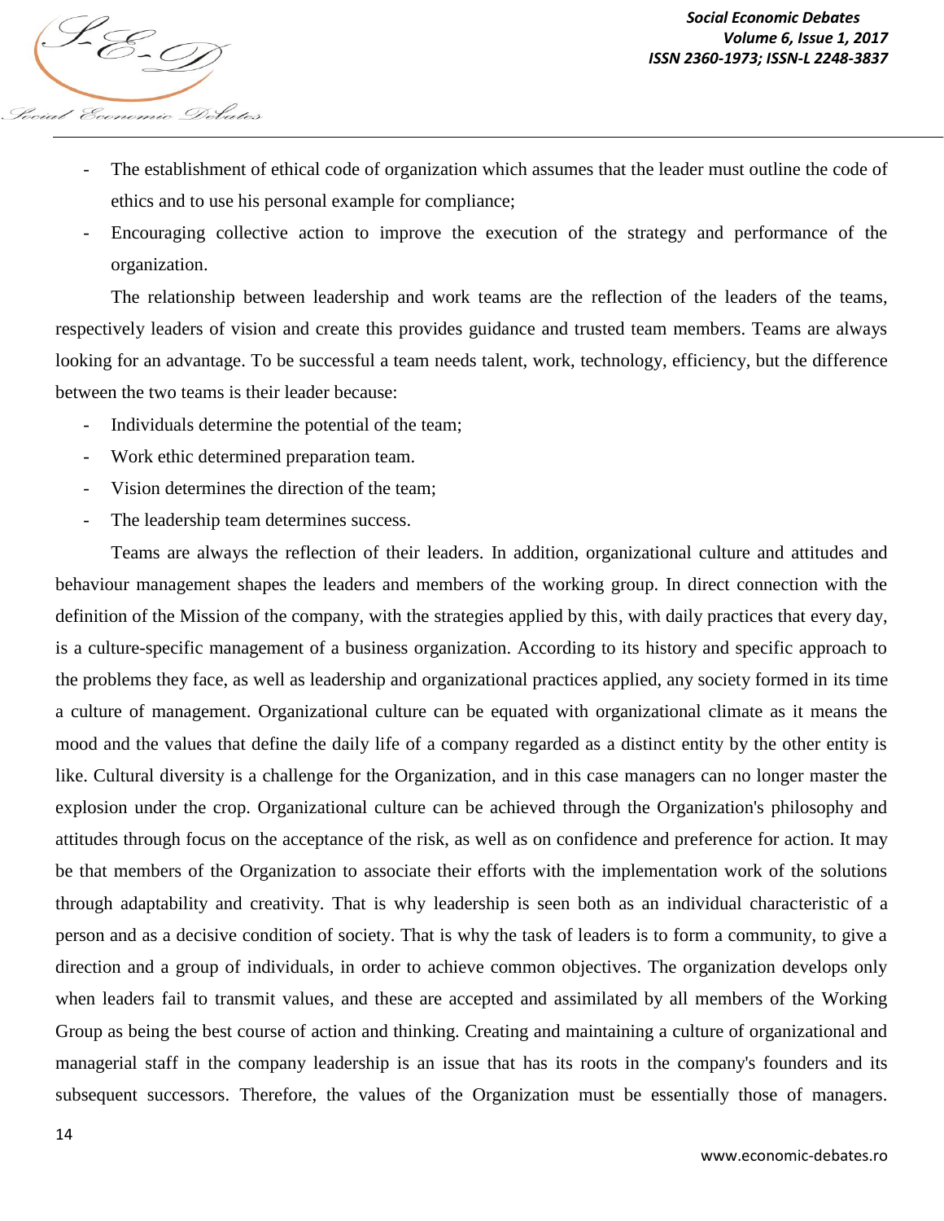- The establishment of ethical code of organization which assumes that the leader must outline the code of ethics and to use his personal example for compliance;
- Encouraging collective action to improve the execution of the strategy and performance of the organization.

The relationship between leadership and work teams are the reflection of the leaders of the teams, respectively leaders of vision and create this provides guidance and trusted team members. Teams are always looking for an advantage. To be successful a team needs talent, work, technology, efficiency, but the difference between the two teams is their leader because:

- Individuals determine the potential of the team;
- Work ethic determined preparation team.
- Vision determines the direction of the team;
- The leadership team determines success.

Teams are always the reflection of their leaders. In addition, organizational culture and attitudes and behaviour management shapes the leaders and members of the working group. In direct connection with the definition of the Mission of the company, with the strategies applied by this, with daily practices that every day, is a culture-specific management of a business organization. According to its history and specific approach to the problems they face, as well as leadership and organizational practices applied, any society formed in its time a culture of management. Organizational culture can be equated with organizational climate as it means the mood and the values that define the daily life of a company regarded as a distinct entity by the other entity is like. Cultural diversity is a challenge for the Organization, and in this case managers can no longer master the explosion under the crop. Organizational culture can be achieved through the Organization's philosophy and attitudes through focus on the acceptance of the risk, as well as on confidence and preference for action. It may be that members of the Organization to associate their efforts with the implementation work of the solutions through adaptability and creativity. That is why leadership is seen both as an individual characteristic of a person and as a decisive condition of society. That is why the task of leaders is to form a community, to give a direction and a group of individuals, in order to achieve common objectives. The organization develops only when leaders fail to transmit values, and these are accepted and assimilated by all members of the Working Group as being the best course of action and thinking. Creating and maintaining a culture of organizational and managerial staff in the company leadership is an issue that has its roots in the company's founders and its subsequent successors. Therefore, the values of the Organization must be essentially those of managers.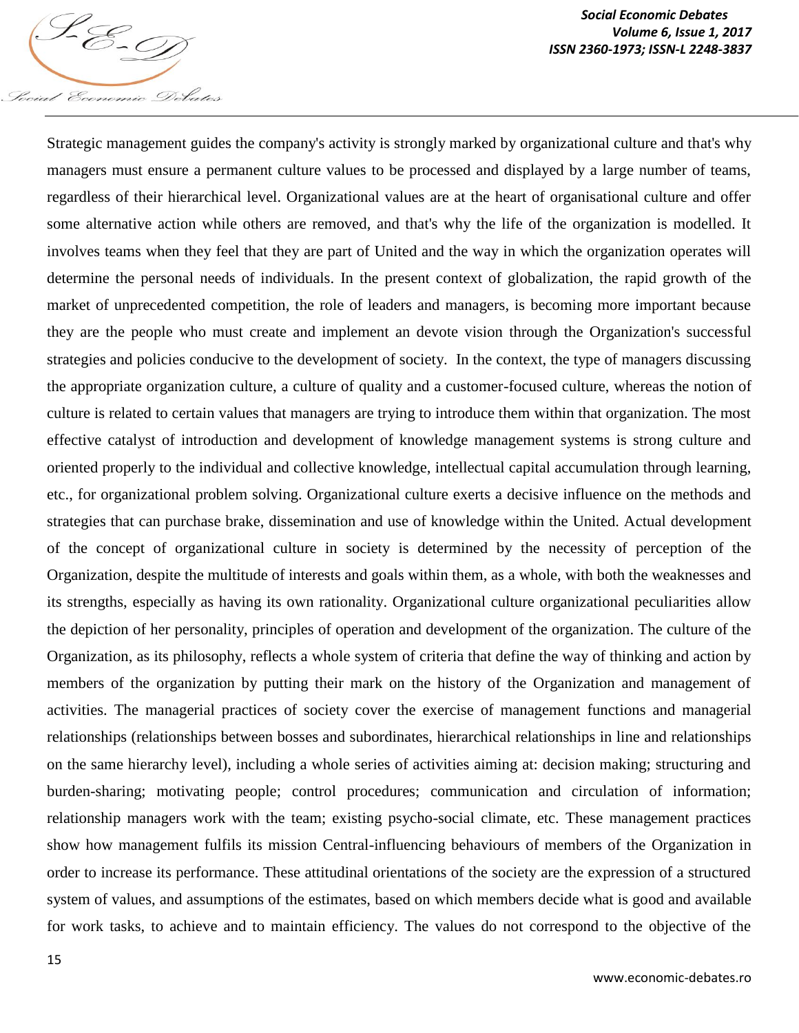Strategic management guides the company's activity is strongly marked by organizational culture and that's why managers must ensure a permanent culture values to be processed and displayed by a large number of teams, regardless of their hierarchical level. Organizational values are at the heart of organisational culture and offer some alternative action while others are removed, and that's why the life of the organization is modelled. It involves teams when they feel that they are part of United and the way in which the organization operates will determine the personal needs of individuals. In the present context of globalization, the rapid growth of the market of unprecedented competition, the role of leaders and managers, is becoming more important because they are the people who must create and implement an devote vision through the Organization's successful strategies and policies conducive to the development of society. In the context, the type of managers discussing the appropriate organization culture, a culture of quality and a customer-focused culture, whereas the notion of culture is related to certain values that managers are trying to introduce them within that organization. The most effective catalyst of introduction and development of knowledge management systems is strong culture and oriented properly to the individual and collective knowledge, intellectual capital accumulation through learning, etc., for organizational problem solving. Organizational culture exerts a decisive influence on the methods and strategies that can purchase brake, dissemination and use of knowledge within the United. Actual development of the concept of organizational culture in society is determined by the necessity of perception of the Organization, despite the multitude of interests and goals within them, as a whole, with both the weaknesses and its strengths, especially as having its own rationality. Organizational culture organizational peculiarities allow the depiction of her personality, principles of operation and development of the organization. The culture of the Organization, as its philosophy, reflects a whole system of criteria that define the way of thinking and action by members of the organization by putting their mark on the history of the Organization and management of activities. The managerial practices of society cover the exercise of management functions and managerial relationships (relationships between bosses and subordinates, hierarchical relationships in line and relationships on the same hierarchy level), including a whole series of activities aiming at: decision making; structuring and burden-sharing; motivating people; control procedures; communication and circulation of information; relationship managers work with the team; existing psycho-social climate, etc. These management practices show how management fulfils its mission Central-influencing behaviours of members of the Organization in order to increase its performance. These attitudinal orientations of the society are the expression of a structured system of values, and assumptions of the estimates, based on which members decide what is good and available for work tasks, to achieve and to maintain efficiency. The values do not correspond to the objective of the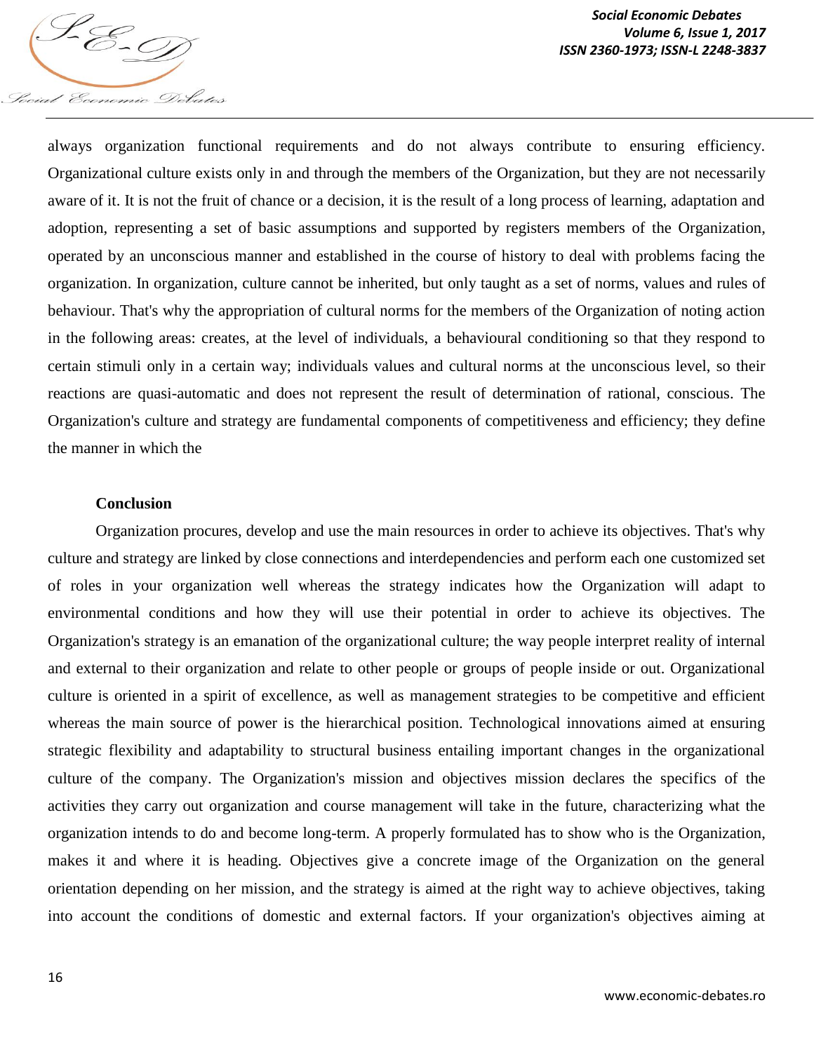always organization functional requirements and do not always contribute to ensuring efficiency. Organizational culture exists only in and through the members of the Organization, but they are not necessarily aware of it. It is not the fruit of chance or a decision, it is the result of a long process of learning, adaptation and adoption, representing a set of basic assumptions and supported by registers members of the Organization, operated by an unconscious manner and established in the course of history to deal with problems facing the organization. In organization, culture cannot be inherited, but only taught as a set of norms, values and rules of behaviour. That's why the appropriation of cultural norms for the members of the Organization of noting action in the following areas: creates, at the level of individuals, a behavioural conditioning so that they respond to certain stimuli only in a certain way; individuals values and cultural norms at the unconscious level, so their reactions are quasi-automatic and does not represent the result of determination of rational, conscious. The Organization's culture and strategy are fundamental components of competitiveness and efficiency; they define the manner in which the

**Conclusion**

Organization procures, develop and use the main resources in order to achieve its objectives. That's why culture and strategy are linked by close connections and interdependencies and perform each one customized set of roles in your organization well whereas the strategy indicates how the Organization will adapt to environmental conditions and how they will use their potential in order to achieve its objectives. The Organization's strategy is an emanation of the organizational culture; the way people interpret reality of internal and external to their organization and relate to other people or groups of people inside or out. Organizational culture is oriented in a spirit of excellence, as well as management strategies to be competitive and efficient whereas the main source of power is the hierarchical position. Technological innovations aimed at ensuring strategic flexibility and adaptability to structural business entailing important changes in the organizational culture of the company. The Organization's mission and objectives mission declares the specifics of the activities they carry out organization and course management will take in the future, characterizing what the organization intends to do and become long-term. A properly formulated has to show who is the Organization, makes it and where it is heading. Objectives give a concrete image of the Organization on the general orientation depending on her mission, and the strategy is aimed at the right way to achieve objectives, taking into account the conditions of domestic and external factors. If your organization's objectives aiming at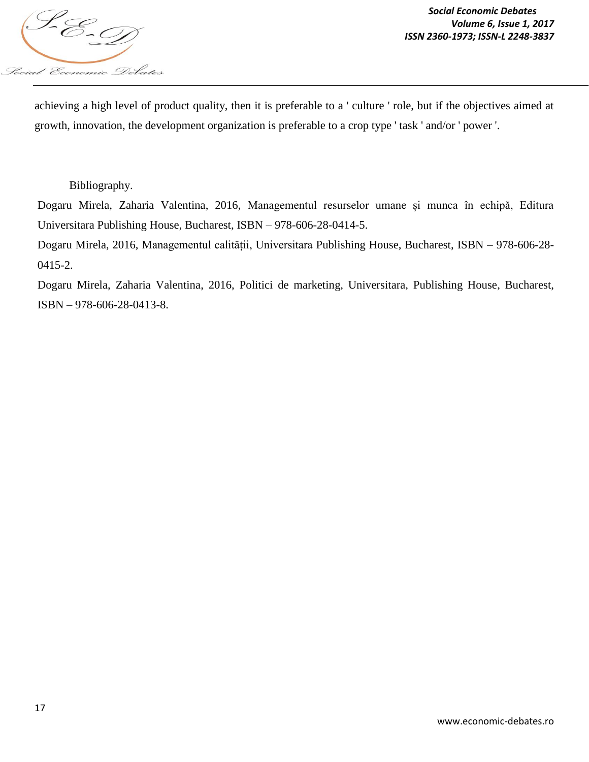achieving a high level of product quality, then it is preferable to a ' culture ' role, but if the objectives aimed at growth, innovation, the development organization is preferable to a crop type ' task ' and/or ' power '.

Bibliography.

Dogaru Mirela, Zaharia Valentina, 2016, Managementul resurselor umane și munca în echipă, Editura Universitara Publishing House, Bucharest, ISBN – 978-606-28-0414-5.

Dogaru Mirela, 2016, Managementul calității, Universitara Publishing House, Bucharest, ISBN – 978-606-28-0415-2.

Dogaru Mirela, Zaharia Valentina, 2016, Politici de marketing, Universitara, Publishing House, Bucharest, ISBN – 978-606-28-0413-8.